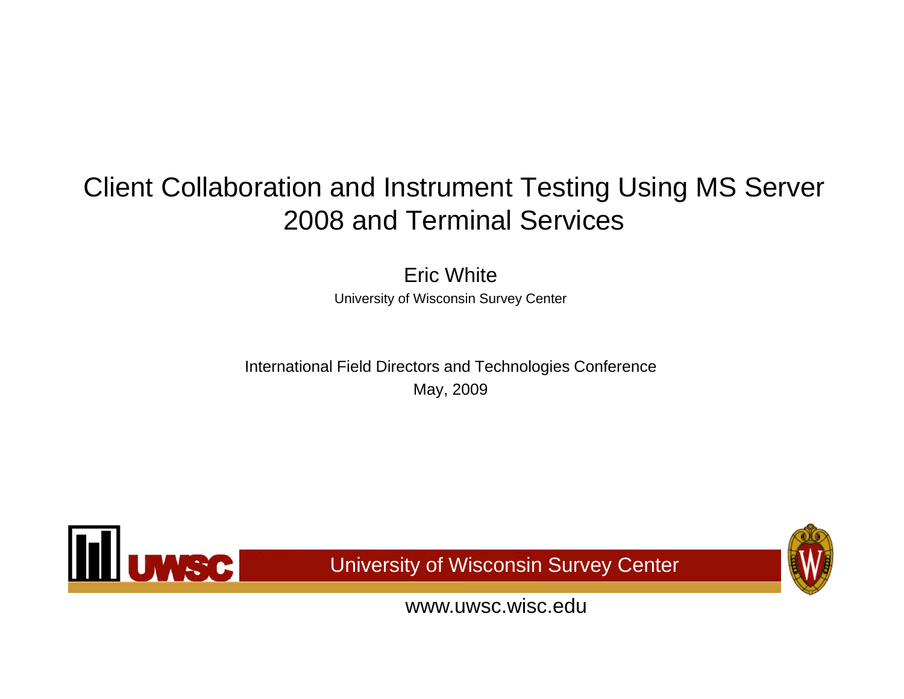# Client Collaboration and Instrument Testing Using MS Server 2008 and Terminal Services

Eric White

University of Wisconsin Survey Center

International Field Directors and Technologies Conference

May, 2009

UWSC

University of Wisconsin Survey Center

www.uwsc.wisc.edu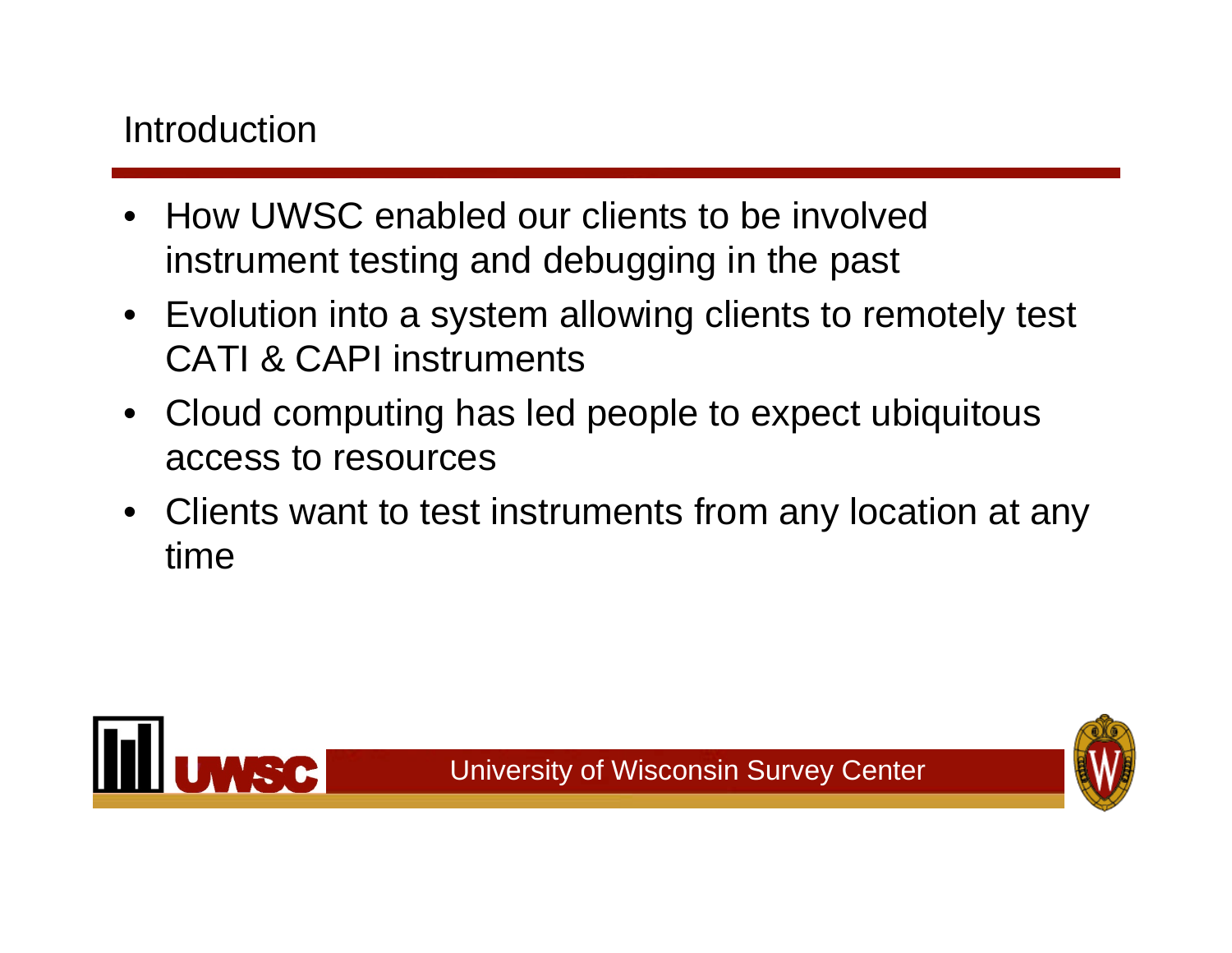# Introduction

- How UWSC enabled our clients to be involved instrument testing and debugging in the past
- Evolution into a system allowing clients to remotely test CATI & CAPI instruments
- Cloud computing has led people to expect ubiquitous access to resources
- Clients want to test instruments from any location at any time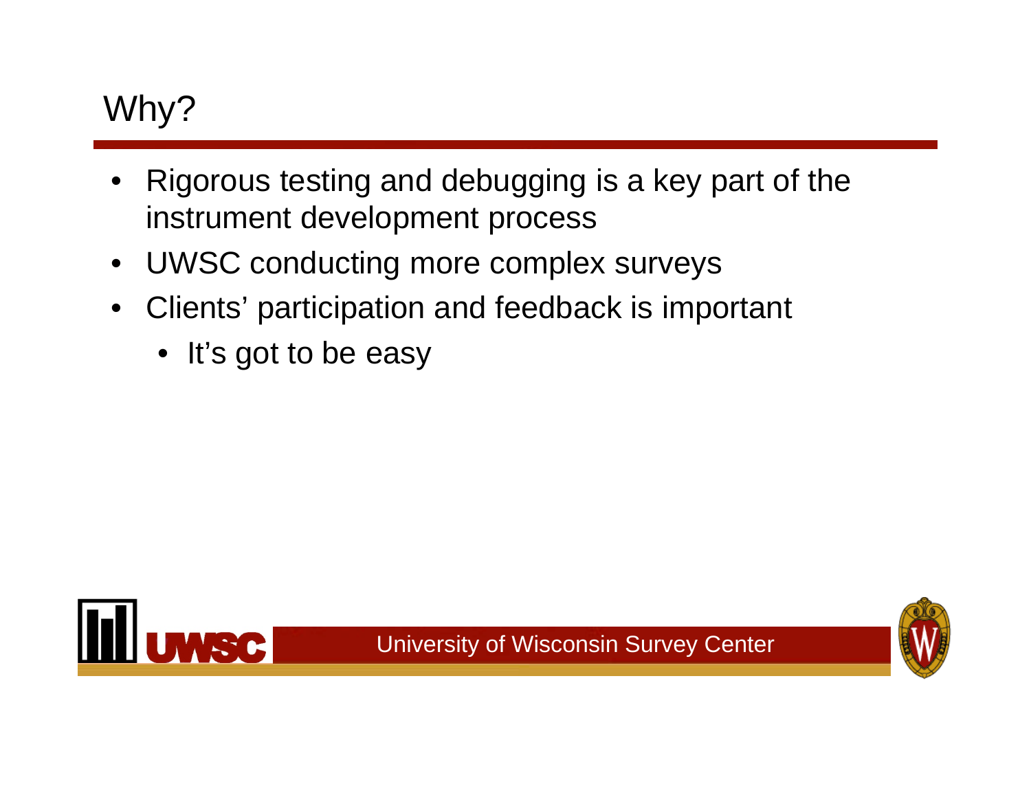# Why?

- Rigorous testing and debugging is a key part of the instrument development process
- UWSC conducting more complex surveys
- Clients' participation and feedback is important
  - It's got to be easy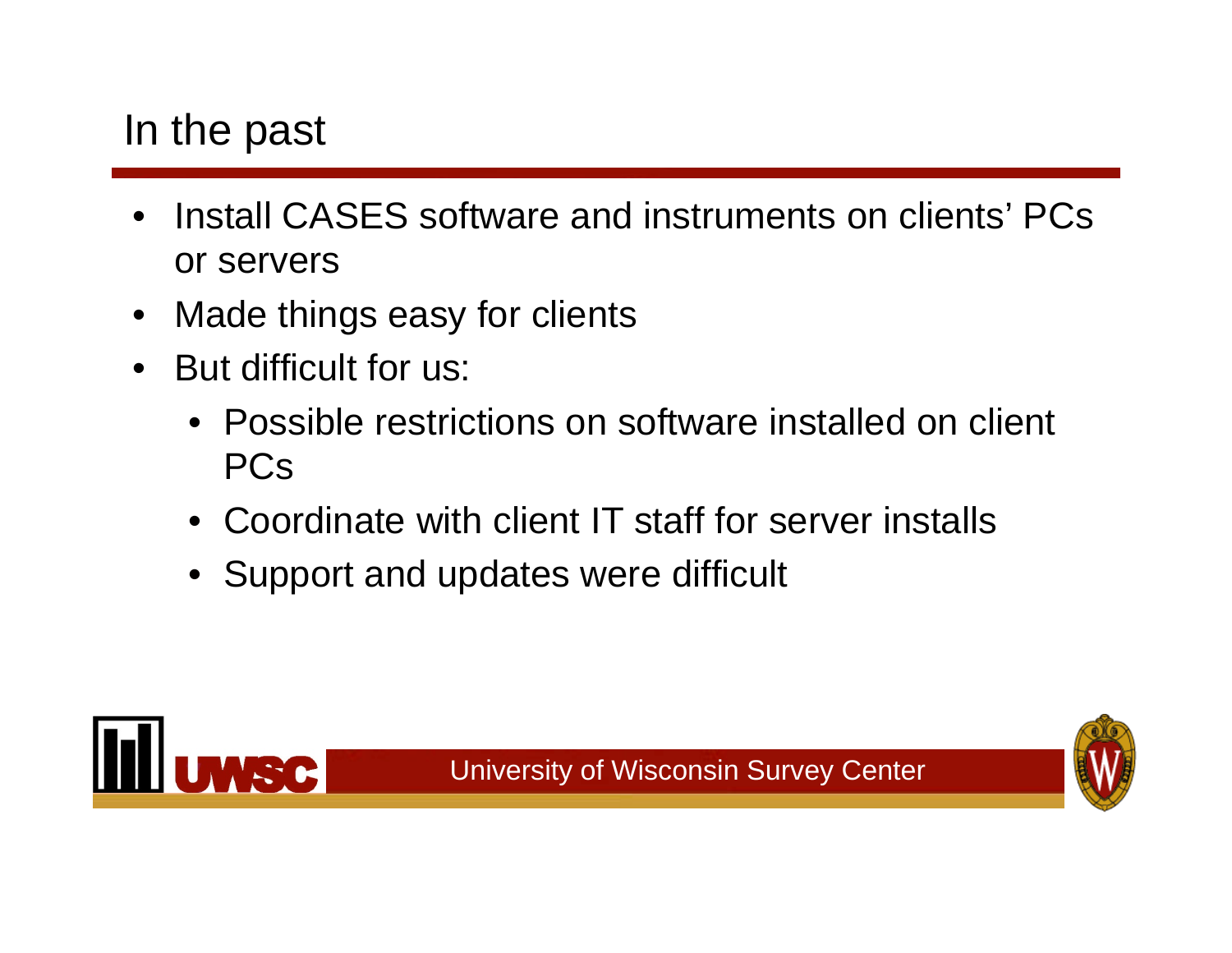# In the past

- Install CASES software and instruments on clients' PCs or servers
- Made things easy for clients
- But difficult for us:
  - Possible restrictions on software installed on client PCs
  - Coordinate with client IT staff for server installs
  - Support and updates were difficult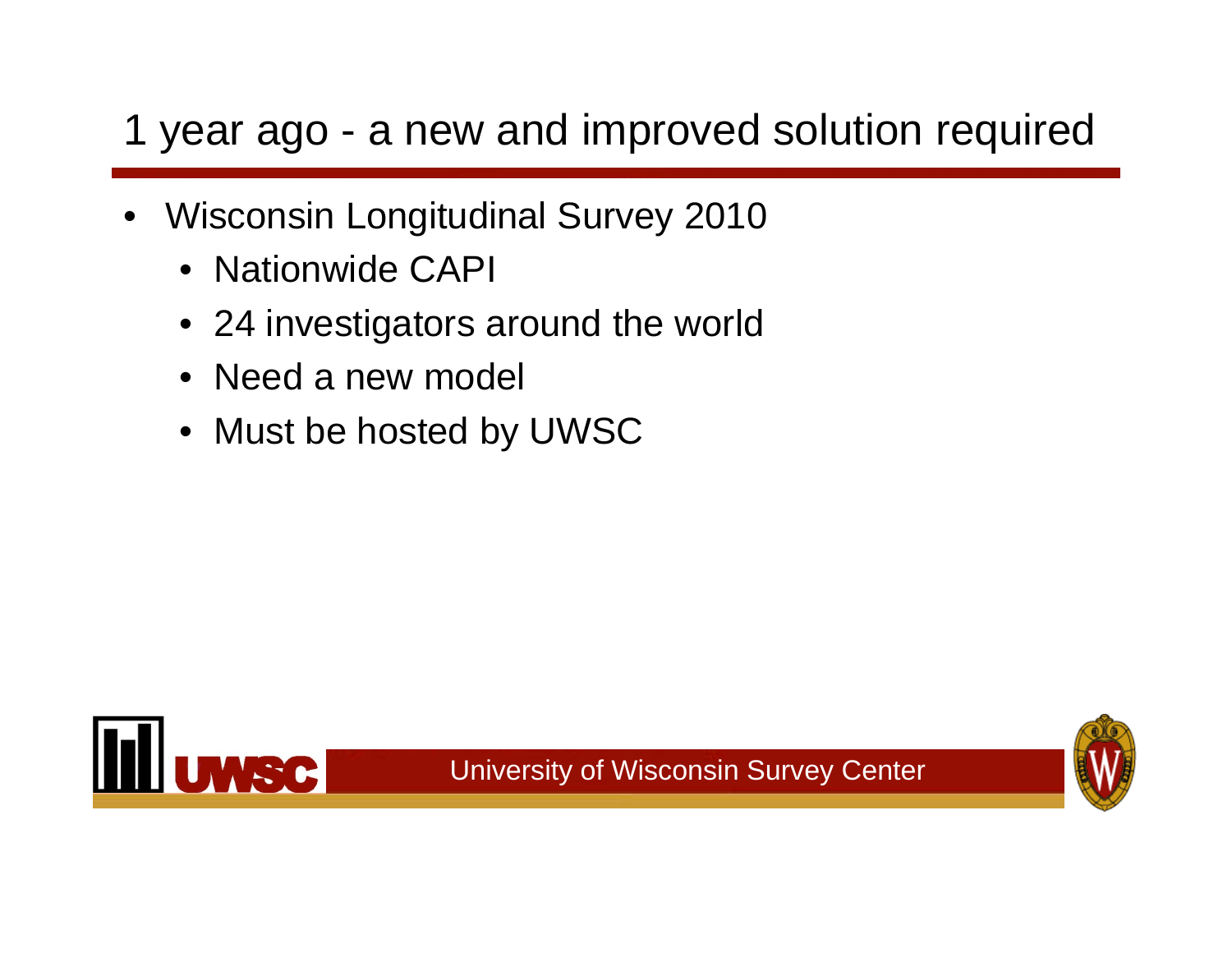# 1 year ago - a new and improved solution required

- Wisconsin Longitudinal Survey 2010
  - Nationwide CAPI
  - 24 investigators around the world
  - Need a new model
  - Must be hosted by UWSC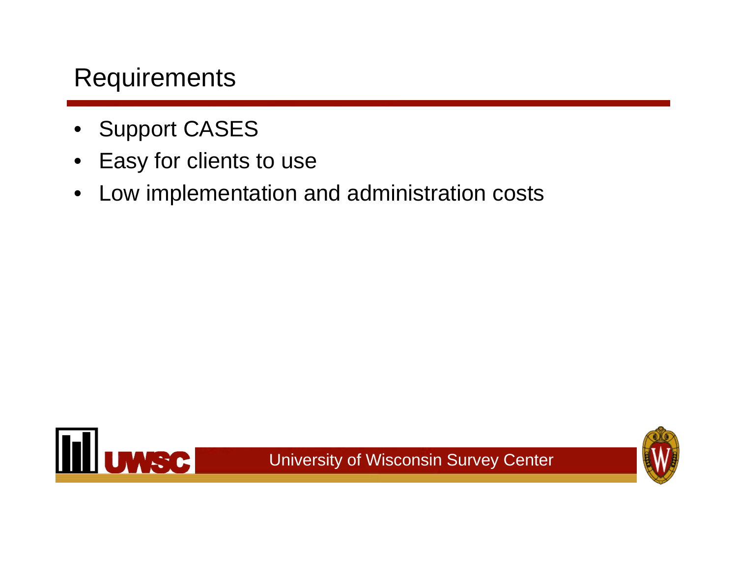# Requirements

- Support CASES
- Easy for clients to use
- Low implementation and administration costs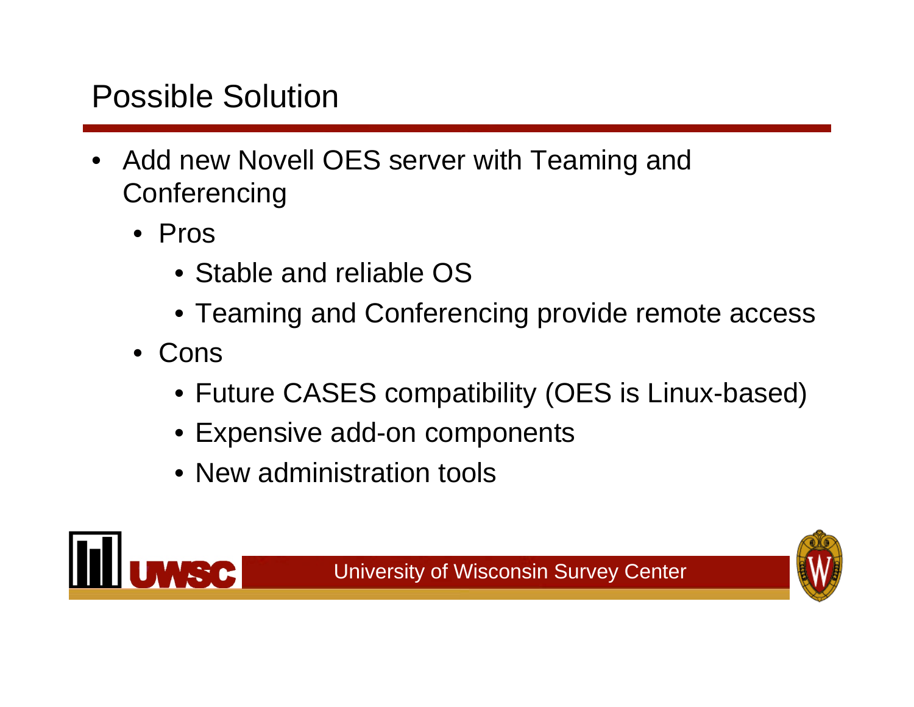# Possible Solution

- Add new Novell OES server with Teaming and Conferencing
  - Pros
    - Stable and reliable OS
    - Teaming and Conferencing provide remote access
  - Cons
    - Future CASES compatibility (OES is Linux-based)
    - Expensive add-on components
    - New administration tools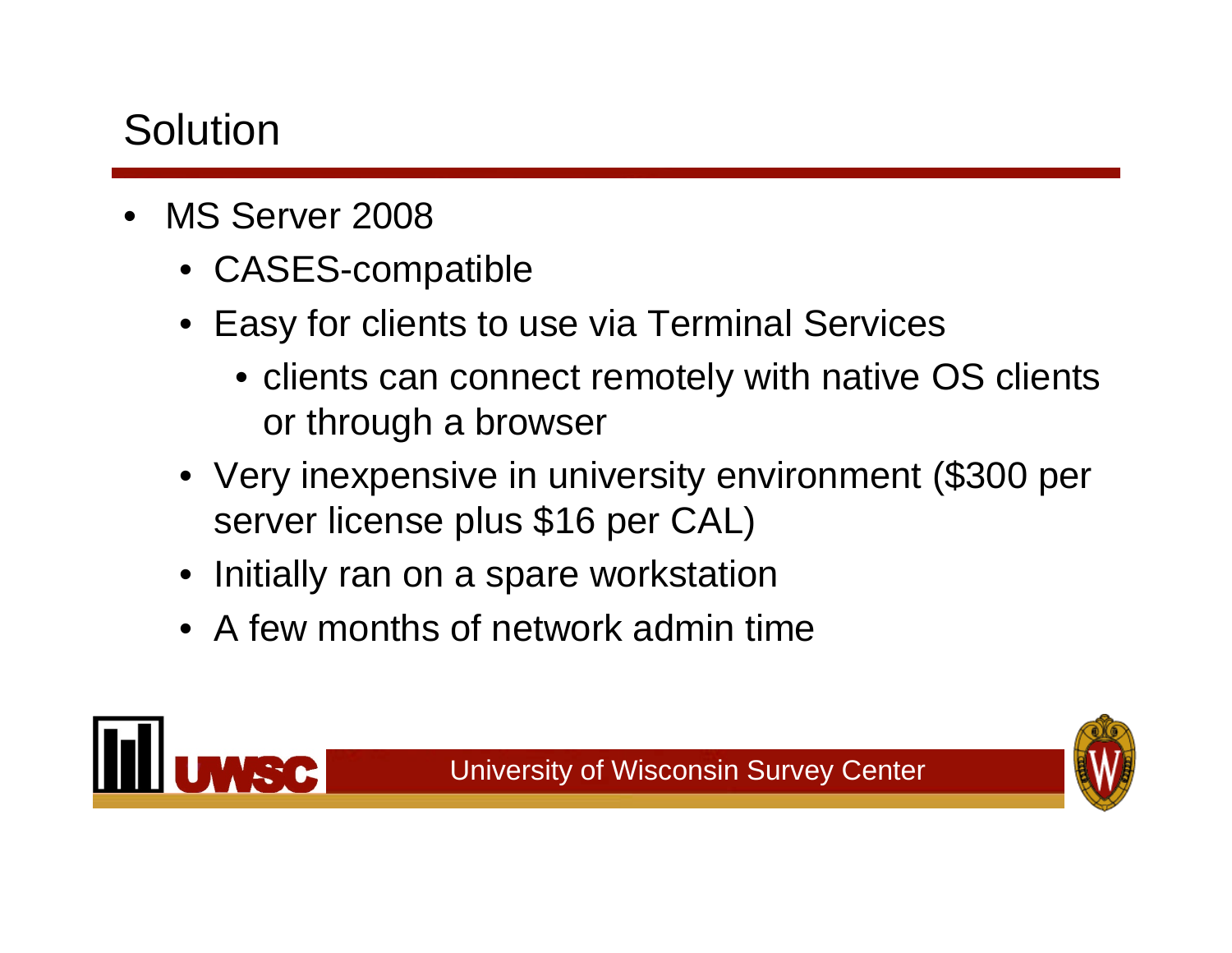# Solution

- MS Server 2008
  - CASES-compatible
  - Easy for clients to use via Terminal Services
    - clients can connect remotely with native OS clients or through a browser
  - Very inexpensive in university environment ($300 per server license plus $16 per CAL)
  - Initially ran on a spare workstation
  - A few months of network admin time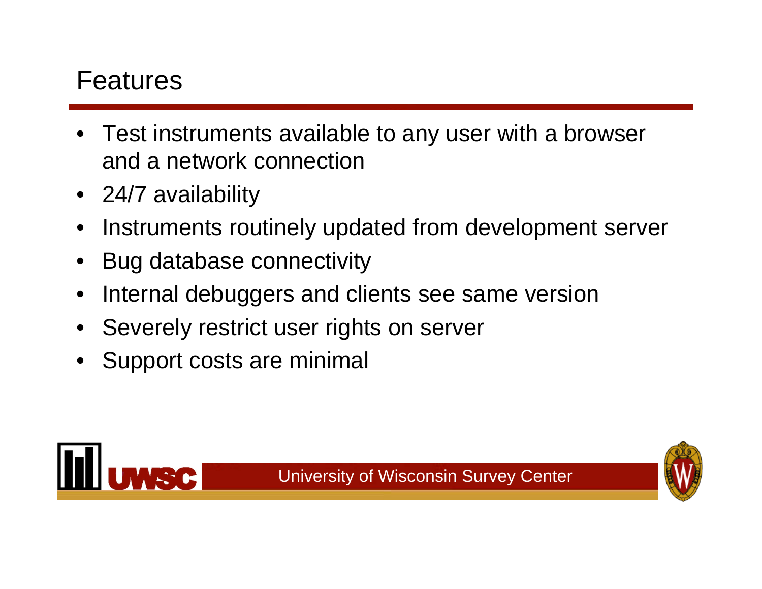# Features

- Test instruments available to any user with a browser and a network connection
- 24/7 availability
- Instruments routinely updated from development server
- Bug database connectivity
- Internal debuggers and clients see same version
- Severely restrict user rights on server
- Support costs are minimal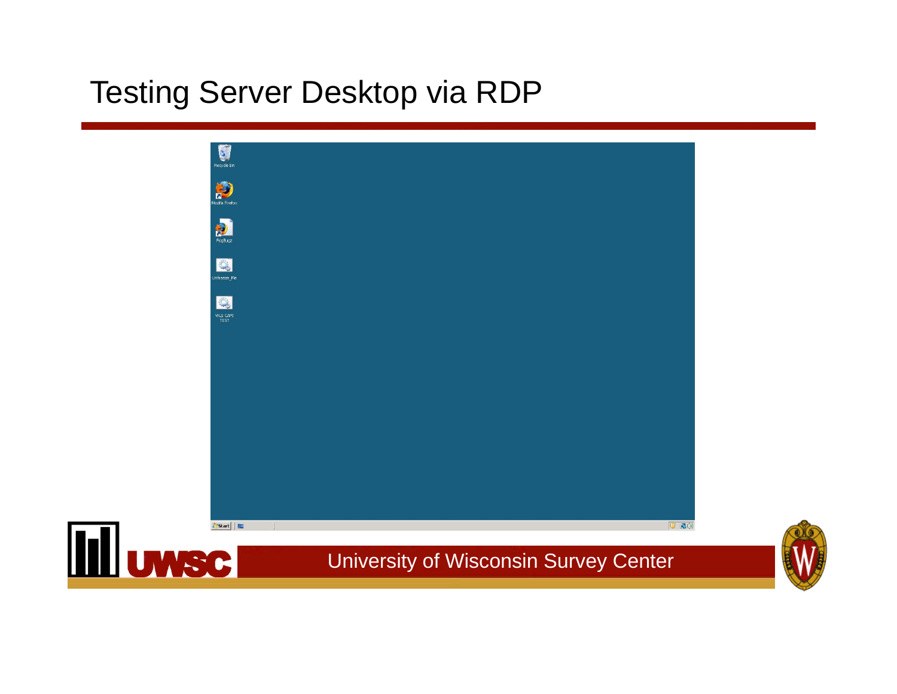# Testing Server Desktop via RDP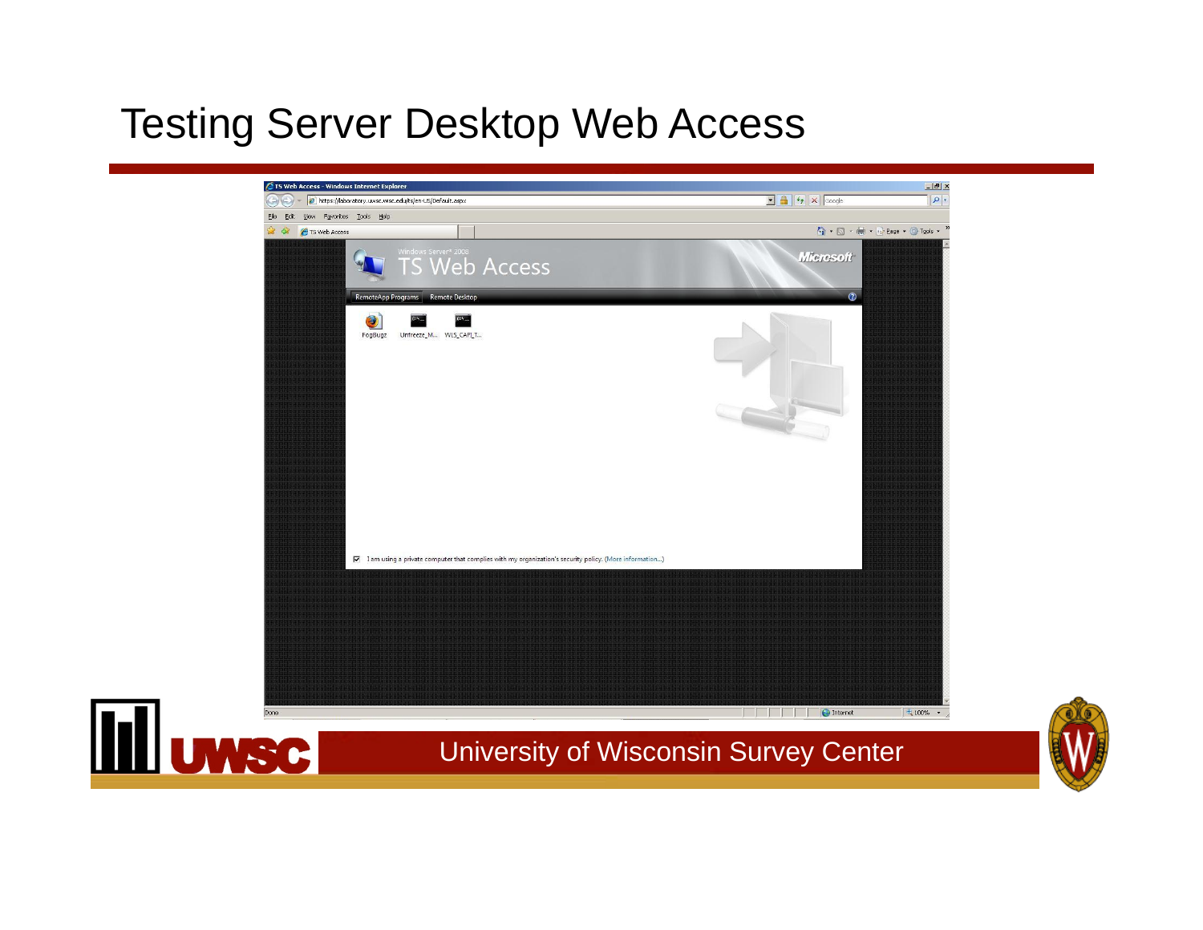# Testing Server Desktop Web Access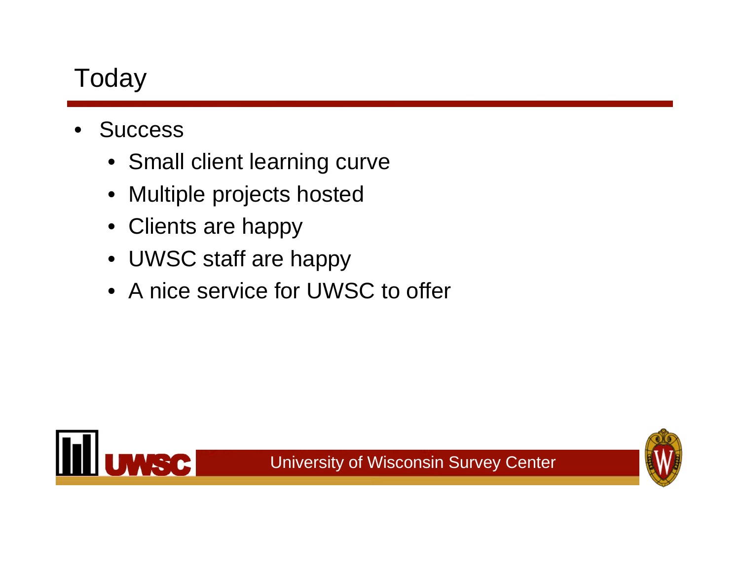# Today

- Success
  - Small client learning curve
  - Multiple projects hosted
  - Clients are happy
  - UWSC staff are happy
  - A nice service for UWSC to offer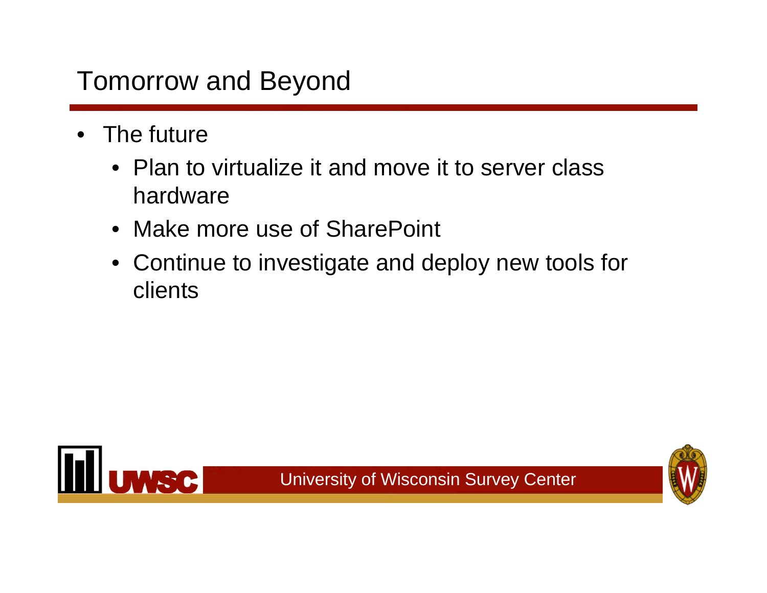# Tomorrow and Beyond

- The future
  - Plan to virtualize it and move it to server class hardware
  - Make more use of SharePoint
  - Continue to investigate and deploy new tools for clients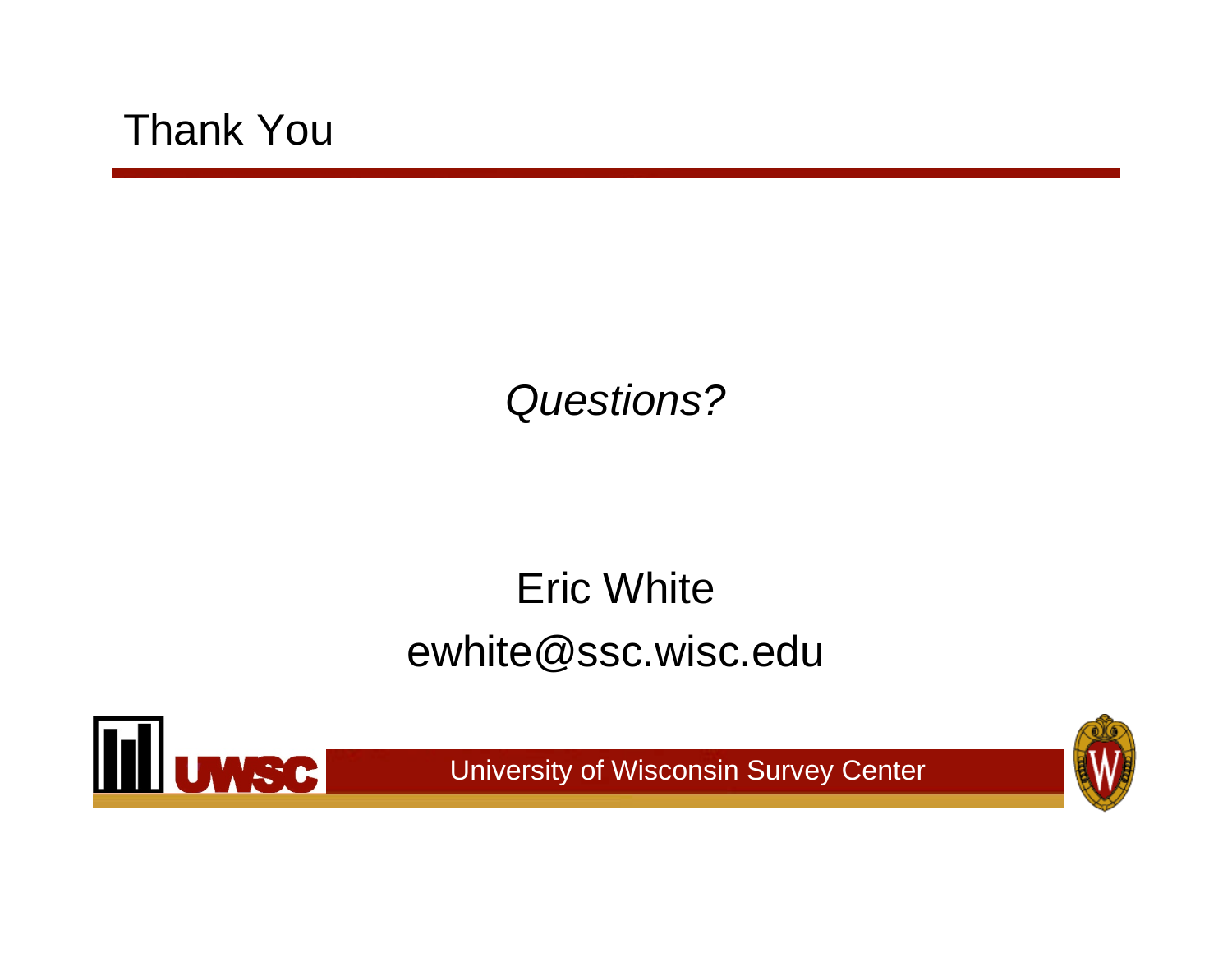# Thank You

*Questions?*

Eric White

ewhite@ssc.wisc.edu